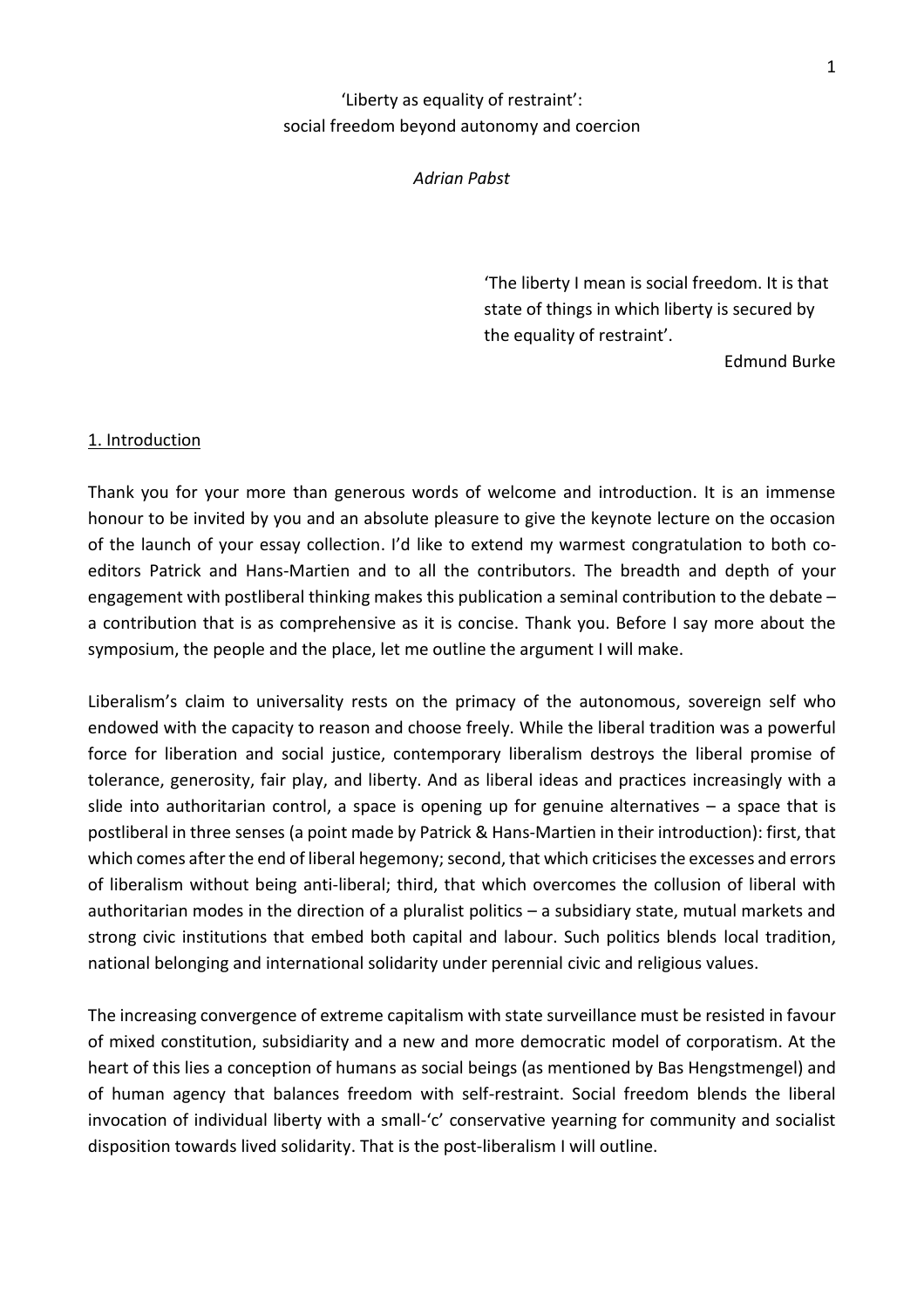'Liberty as equality of restraint':
social freedom beyond autonomy and coercion

*Adrian Pabst*

> 'The liberty I mean is social freedom. It is that state of things in which liberty is secured by the equality of restraint'.
>
> Edmund Burke

## 1. Introduction

Thank you for your more than generous words of welcome and introduction. It is an immense honour to be invited by you and an absolute pleasure to give the keynote lecture on the occasion of the launch of your essay collection. I'd like to extend my warmest congratulation to both co-editors Patrick and Hans-Martien and to all the contributors. The breadth and depth of your engagement with postliberal thinking makes this publication a seminal contribution to the debate – a contribution that is as comprehensive as it is concise. Thank you. Before I say more about the symposium, the people and the place, let me outline the argument I will make.

Liberalism's claim to universality rests on the primacy of the autonomous, sovereign self who endowed with the capacity to reason and choose freely. While the liberal tradition was a powerful force for liberation and social justice, contemporary liberalism destroys the liberal promise of tolerance, generosity, fair play, and liberty. And as liberal ideas and practices increasingly with a slide into authoritarian control, a space is opening up for genuine alternatives – a space that is postliberal in three senses (a point made by Patrick & Hans-Martien in their introduction): first, that which comes after the end of liberal hegemony; second, that which criticises the excesses and errors of liberalism without being anti-liberal; third, that which overcomes the collusion of liberal with authoritarian modes in the direction of a pluralist politics – a subsidiary state, mutual markets and strong civic institutions that embed both capital and labour. Such politics blends local tradition, national belonging and international solidarity under perennial civic and religious values.

The increasing convergence of extreme capitalism with state surveillance must be resisted in favour of mixed constitution, subsidiarity and a new and more democratic model of corporatism. At the heart of this lies a conception of humans as social beings (as mentioned by Bas Hengstmengel) and of human agency that balances freedom with self-restraint. Social freedom blends the liberal invocation of individual liberty with a small-'c' conservative yearning for community and socialist disposition towards lived solidarity. That is the post-liberalism I will outline.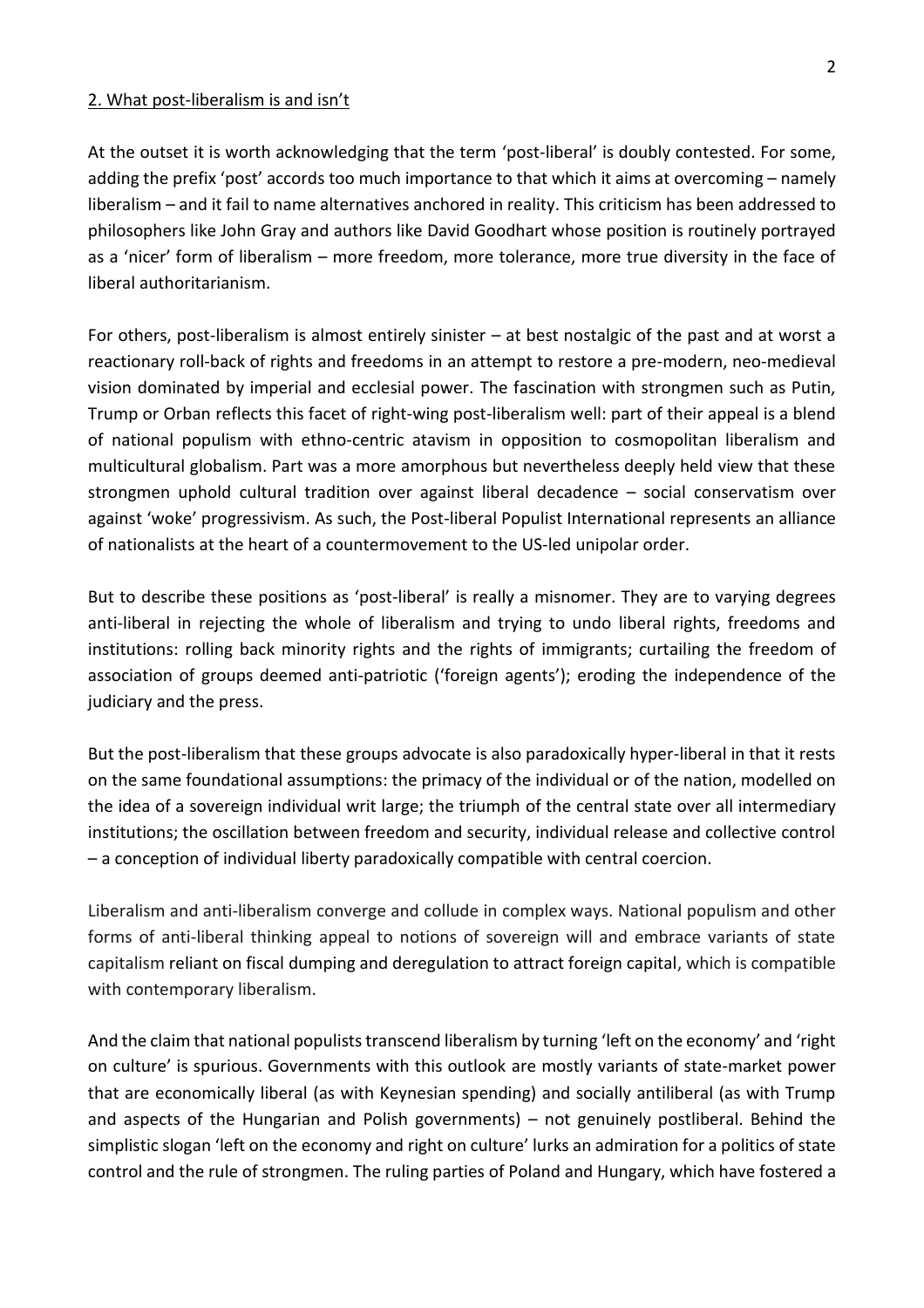## 2. What post-liberalism is and isn't

At the outset it is worth acknowledging that the term 'post-liberal' is doubly contested. For some, adding the prefix 'post' accords too much importance to that which it aims at overcoming – namely liberalism – and it fail to name alternatives anchored in reality. This criticism has been addressed to philosophers like John Gray and authors like David Goodhart whose position is routinely portrayed as a 'nicer' form of liberalism – more freedom, more tolerance, more true diversity in the face of liberal authoritarianism.

For others, post-liberalism is almost entirely sinister – at best nostalgic of the past and at worst a reactionary roll-back of rights and freedoms in an attempt to restore a pre-modern, neo-medieval vision dominated by imperial and ecclesial power. The fascination with strongmen such as Putin, Trump or Orban reflects this facet of right-wing post-liberalism well: part of their appeal is a blend of national populism with ethno-centric atavism in opposition to cosmopolitan liberalism and multicultural globalism. Part was a more amorphous but nevertheless deeply held view that these strongmen uphold cultural tradition over against liberal decadence – social conservatism over against 'woke' progressivism. As such, the Post-liberal Populist International represents an alliance of nationalists at the heart of a countermovement to the US-led unipolar order.

But to describe these positions as 'post-liberal' is really a misnomer. They are to varying degrees anti-liberal in rejecting the whole of liberalism and trying to undo liberal rights, freedoms and institutions: rolling back minority rights and the rights of immigrants; curtailing the freedom of association of groups deemed anti-patriotic ('foreign agents'); eroding the independence of the judiciary and the press.

But the post-liberalism that these groups advocate is also paradoxically hyper-liberal in that it rests on the same foundational assumptions: the primacy of the individual or of the nation, modelled on the idea of a sovereign individual writ large; the triumph of the central state over all intermediary institutions; the oscillation between freedom and security, individual release and collective control – a conception of individual liberty paradoxically compatible with central coercion.

Liberalism and anti-liberalism converge and collude in complex ways. National populism and other forms of anti-liberal thinking appeal to notions of sovereign will and embrace variants of state capitalism reliant on fiscal dumping and deregulation to attract foreign capital, which is compatible with contemporary liberalism.

And the claim that national populists transcend liberalism by turning 'left on the economy' and 'right on culture' is spurious. Governments with this outlook are mostly variants of state-market power that are economically liberal (as with Keynesian spending) and socially antiliberal (as with Trump and aspects of the Hungarian and Polish governments) – not genuinely postliberal. Behind the simplistic slogan 'left on the economy and right on culture' lurks an admiration for a politics of state control and the rule of strongmen. The ruling parties of Poland and Hungary, which have fostered a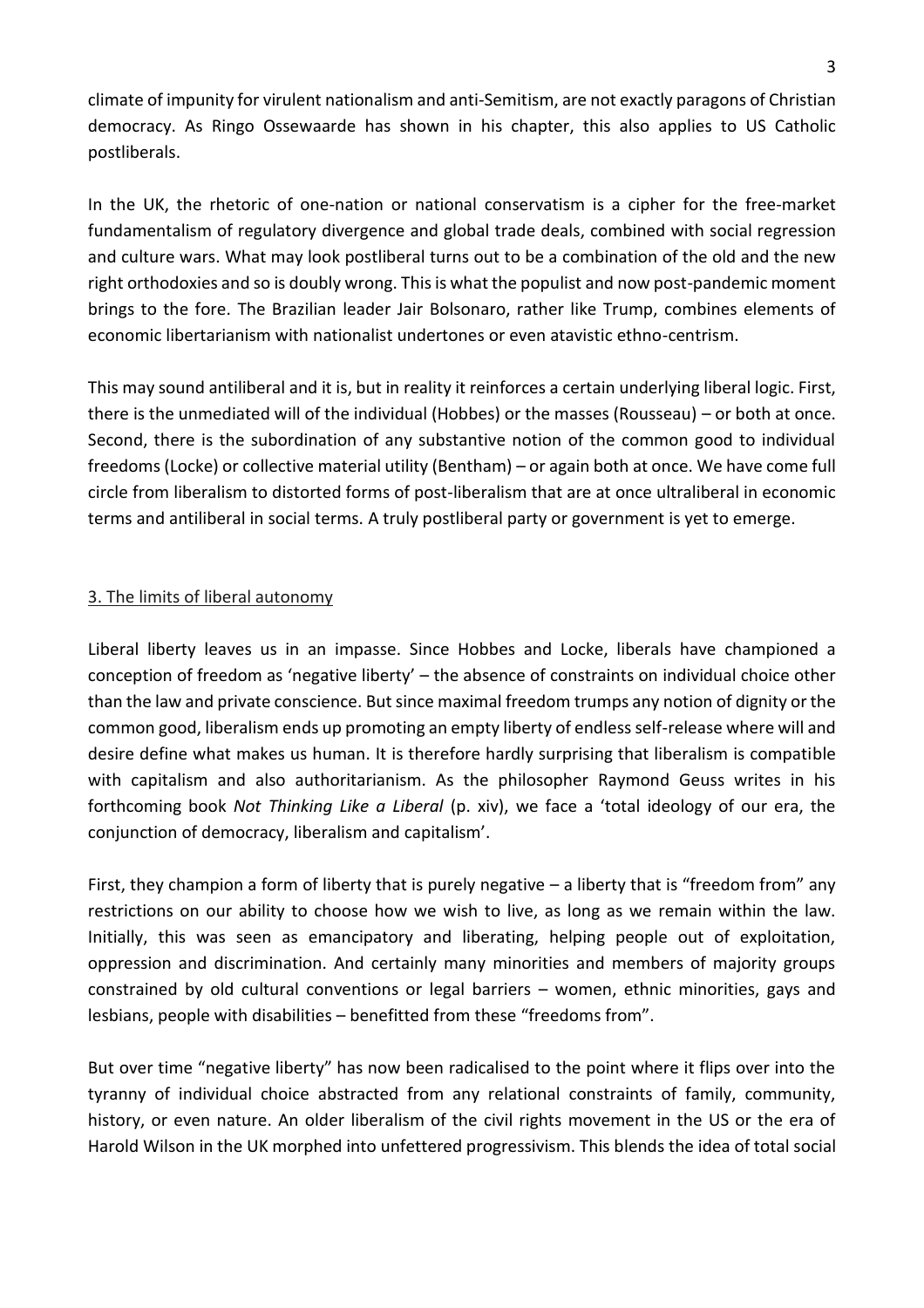climate of impunity for virulent nationalism and anti-Semitism, are not exactly paragons of Christian democracy. As Ringo Ossewaarde has shown in his chapter, this also applies to US Catholic postliberals.

In the UK, the rhetoric of one-nation or national conservatism is a cipher for the free-market fundamentalism of regulatory divergence and global trade deals, combined with social regression and culture wars. What may look postliberal turns out to be a combination of the old and the new right orthodoxies and so is doubly wrong. This is what the populist and now post-pandemic moment brings to the fore. The Brazilian leader Jair Bolsonaro, rather like Trump, combines elements of economic libertarianism with nationalist undertones or even atavistic ethno-centrism.

This may sound antiliberal and it is, but in reality it reinforces a certain underlying liberal logic. First, there is the unmediated will of the individual (Hobbes) or the masses (Rousseau) – or both at once. Second, there is the subordination of any substantive notion of the common good to individual freedoms (Locke) or collective material utility (Bentham) – or again both at once. We have come full circle from liberalism to distorted forms of post-liberalism that are at once ultraliberal in economic terms and antiliberal in social terms. A truly postliberal party or government is yet to emerge.

## 3. The limits of liberal autonomy

Liberal liberty leaves us in an impasse. Since Hobbes and Locke, liberals have championed a conception of freedom as 'negative liberty' – the absence of constraints on individual choice other than the law and private conscience. But since maximal freedom trumps any notion of dignity or the common good, liberalism ends up promoting an empty liberty of endless self-release where will and desire define what makes us human. It is therefore hardly surprising that liberalism is compatible with capitalism and also authoritarianism. As the philosopher Raymond Geuss writes in his forthcoming book *Not Thinking Like a Liberal* (p. xiv), we face a 'total ideology of our era, the conjunction of democracy, liberalism and capitalism'.

First, they champion a form of liberty that is purely negative – a liberty that is "freedom from" any restrictions on our ability to choose how we wish to live, as long as we remain within the law. Initially, this was seen as emancipatory and liberating, helping people out of exploitation, oppression and discrimination. And certainly many minorities and members of majority groups constrained by old cultural conventions or legal barriers – women, ethnic minorities, gays and lesbians, people with disabilities – benefitted from these "freedoms from".

But over time "negative liberty" has now been radicalised to the point where it flips over into the tyranny of individual choice abstracted from any relational constraints of family, community, history, or even nature. An older liberalism of the civil rights movement in the US or the era of Harold Wilson in the UK morphed into unfettered progressivism. This blends the idea of total social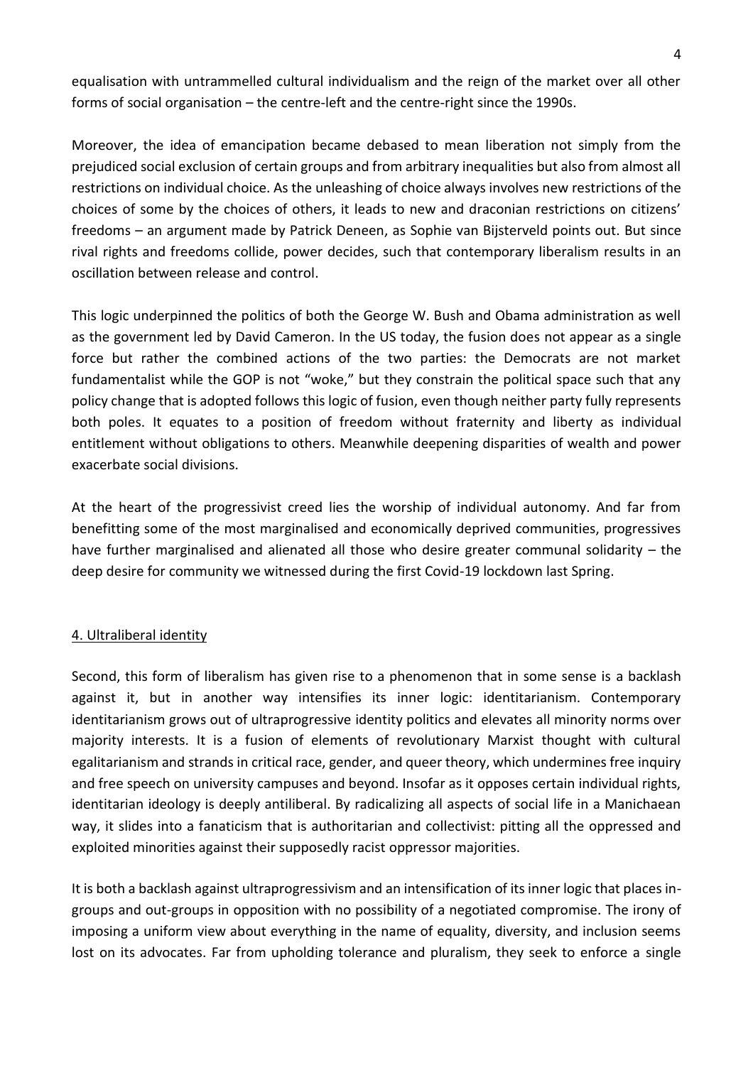equalisation with untrammelled cultural individualism and the reign of the market over all other forms of social organisation – the centre-left and the centre-right since the 1990s.

Moreover, the idea of emancipation became debased to mean liberation not simply from the prejudiced social exclusion of certain groups and from arbitrary inequalities but also from almost all restrictions on individual choice. As the unleashing of choice always involves new restrictions of the choices of some by the choices of others, it leads to new and draconian restrictions on citizens' freedoms – an argument made by Patrick Deneen, as Sophie van Bijsterveld points out. But since rival rights and freedoms collide, power decides, such that contemporary liberalism results in an oscillation between release and control.

This logic underpinned the politics of both the George W. Bush and Obama administration as well as the government led by David Cameron. In the US today, the fusion does not appear as a single force but rather the combined actions of the two parties: the Democrats are not market fundamentalist while the GOP is not "woke," but they constrain the political space such that any policy change that is adopted follows this logic of fusion, even though neither party fully represents both poles. It equates to a position of freedom without fraternity and liberty as individual entitlement without obligations to others. Meanwhile deepening disparities of wealth and power exacerbate social divisions.

At the heart of the progressivist creed lies the worship of individual autonomy. And far from benefitting some of the most marginalised and economically deprived communities, progressives have further marginalised and alienated all those who desire greater communal solidarity – the deep desire for community we witnessed during the first Covid-19 lockdown last Spring.

## 4. Ultraliberal identity

Second, this form of liberalism has given rise to a phenomenon that in some sense is a backlash against it, but in another way intensifies its inner logic: identitarianism. Contemporary identitarianism grows out of ultraprogressive identity politics and elevates all minority norms over majority interests. It is a fusion of elements of revolutionary Marxist thought with cultural egalitarianism and strands in critical race, gender, and queer theory, which undermines free inquiry and free speech on university campuses and beyond. Insofar as it opposes certain individual rights, identitarian ideology is deeply antiliberal. By radicalizing all aspects of social life in a Manichaean way, it slides into a fanaticism that is authoritarian and collectivist: pitting all the oppressed and exploited minorities against their supposedly racist oppressor majorities.

It is both a backlash against ultraprogressivism and an intensification of its inner logic that places in-groups and out-groups in opposition with no possibility of a negotiated compromise. The irony of imposing a uniform view about everything in the name of equality, diversity, and inclusion seems lost on its advocates. Far from upholding tolerance and pluralism, they seek to enforce a single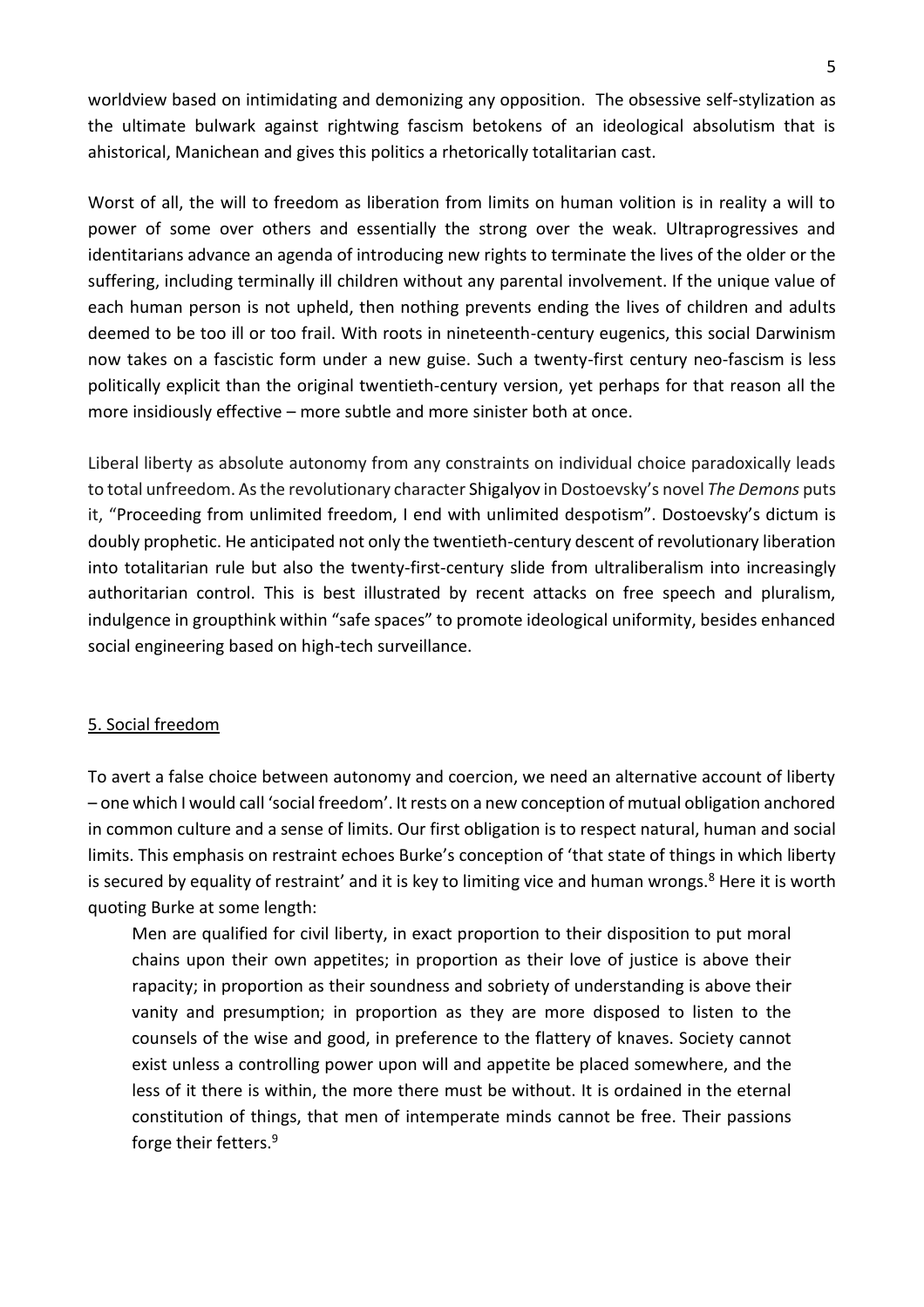worldview based on intimidating and demonizing any opposition. The obsessive self-stylization as the ultimate bulwark against rightwing fascism betokens of an ideological absolutism that is ahistorical, Manichean and gives this politics a rhetorically totalitarian cast.

Worst of all, the will to freedom as liberation from limits on human volition is in reality a will to power of some over others and essentially the strong over the weak. Ultraprogressives and identitarians advance an agenda of introducing new rights to terminate the lives of the older or the suffering, including terminally ill children without any parental involvement. If the unique value of each human person is not upheld, then nothing prevents ending the lives of children and adults deemed to be too ill or too frail. With roots in nineteenth-century eugenics, this social Darwinism now takes on a fascistic form under a new guise. Such a twenty-first century neo-fascism is less politically explicit than the original twentieth-century version, yet perhaps for that reason all the more insidiously effective – more subtle and more sinister both at once.

Liberal liberty as absolute autonomy from any constraints on individual choice paradoxically leads to total unfreedom. As the revolutionary character Shigalyov in Dostoevsky's novel *The Demons* puts it, "Proceeding from unlimited freedom, I end with unlimited despotism". Dostoevsky's dictum is doubly prophetic. He anticipated not only the twentieth-century descent of revolutionary liberation into totalitarian rule but also the twenty-first-century slide from ultraliberalism into increasingly authoritarian control. This is best illustrated by recent attacks on free speech and pluralism, indulgence in groupthink within "safe spaces" to promote ideological uniformity, besides enhanced social engineering based on high-tech surveillance.

## 5. Social freedom

To avert a false choice between autonomy and coercion, we need an alternative account of liberty – one which I would call 'social freedom'. It rests on a new conception of mutual obligation anchored in common culture and a sense of limits. Our first obligation is to respect natural, human and social limits. This emphasis on restraint echoes Burke's conception of 'that state of things in which liberty is secured by equality of restraint' and it is key to limiting vice and human wrongs.[8] Here it is worth quoting Burke at some length:

> Men are qualified for civil liberty, in exact proportion to their disposition to put moral chains upon their own appetites; in proportion as their love of justice is above their rapacity; in proportion as their soundness and sobriety of understanding is above their vanity and presumption; in proportion as they are more disposed to listen to the counsels of the wise and good, in preference to the flattery of knaves. Society cannot exist unless a controlling power upon will and appetite be placed somewhere, and the less of it there is within, the more there must be without. It is ordained in the eternal constitution of things, that men of intemperate minds cannot be free. Their passions forge their fetters.[9]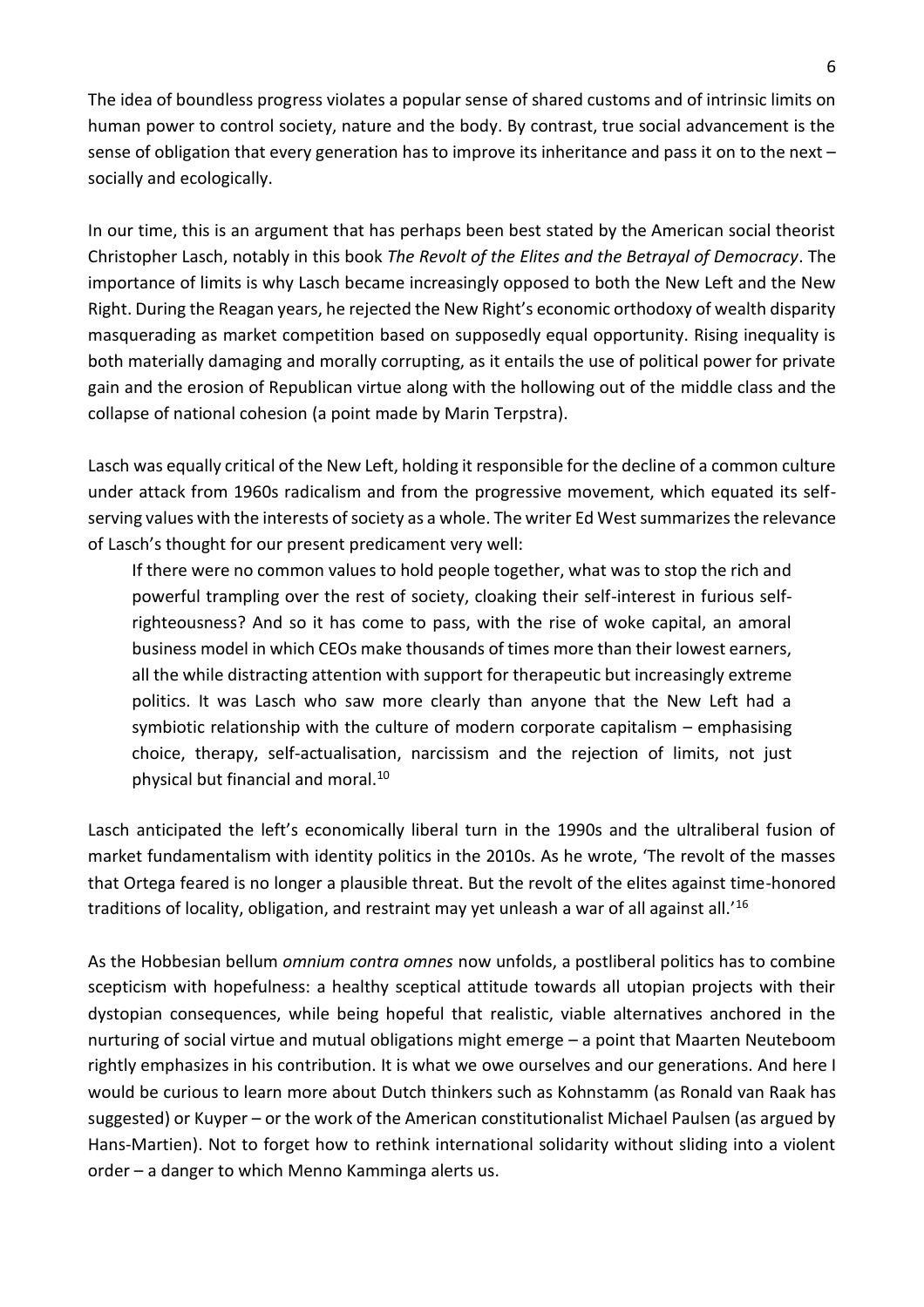The idea of boundless progress violates a popular sense of shared customs and of intrinsic limits on human power to control society, nature and the body. By contrast, true social advancement is the sense of obligation that every generation has to improve its inheritance and pass it on to the next – socially and ecologically.

In our time, this is an argument that has perhaps been best stated by the American social theorist Christopher Lasch, notably in this book *The Revolt of the Elites and the Betrayal of Democracy*. The importance of limits is why Lasch became increasingly opposed to both the New Left and the New Right. During the Reagan years, he rejected the New Right's economic orthodoxy of wealth disparity masquerading as market competition based on supposedly equal opportunity. Rising inequality is both materially damaging and morally corrupting, as it entails the use of political power for private gain and the erosion of Republican virtue along with the hollowing out of the middle class and the collapse of national cohesion (a point made by Marin Terpstra).

Lasch was equally critical of the New Left, holding it responsible for the decline of a common culture under attack from 1960s radicalism and from the progressive movement, which equated its self-serving values with the interests of society as a whole. The writer Ed West summarizes the relevance of Lasch's thought for our present predicament very well:

> If there were no common values to hold people together, what was to stop the rich and powerful trampling over the rest of society, cloaking their self-interest in furious self-righteousness? And so it has come to pass, with the rise of woke capital, an amoral business model in which CEOs make thousands of times more than their lowest earners, all the while distracting attention with support for therapeutic but increasingly extreme politics. It was Lasch who saw more clearly than anyone that the New Left had a symbiotic relationship with the culture of modern corporate capitalism – emphasising choice, therapy, self-actualisation, narcissism and the rejection of limits, not just physical but financial and moral.[10]

Lasch anticipated the left's economically liberal turn in the 1990s and the ultraliberal fusion of market fundamentalism with identity politics in the 2010s. As he wrote, 'The revolt of the masses that Ortega feared is no longer a plausible threat. But the revolt of the elites against time-honored traditions of locality, obligation, and restraint may yet unleash a war of all against all.'[16]

As the Hobbesian bellum *omnium contra omnes* now unfolds, a postliberal politics has to combine scepticism with hopefulness: a healthy sceptical attitude towards all utopian projects with their dystopian consequences, while being hopeful that realistic, viable alternatives anchored in the nurturing of social virtue and mutual obligations might emerge – a point that Maarten Neuteboom rightly emphasizes in his contribution. It is what we owe ourselves and our generations. And here I would be curious to learn more about Dutch thinkers such as Kohnstamm (as Ronald van Raak has suggested) or Kuyper – or the work of the American constitutionalist Michael Paulsen (as argued by Hans-Martien). Not to forget how to rethink international solidarity without sliding into a violent order – a danger to which Menno Kamminga alerts us.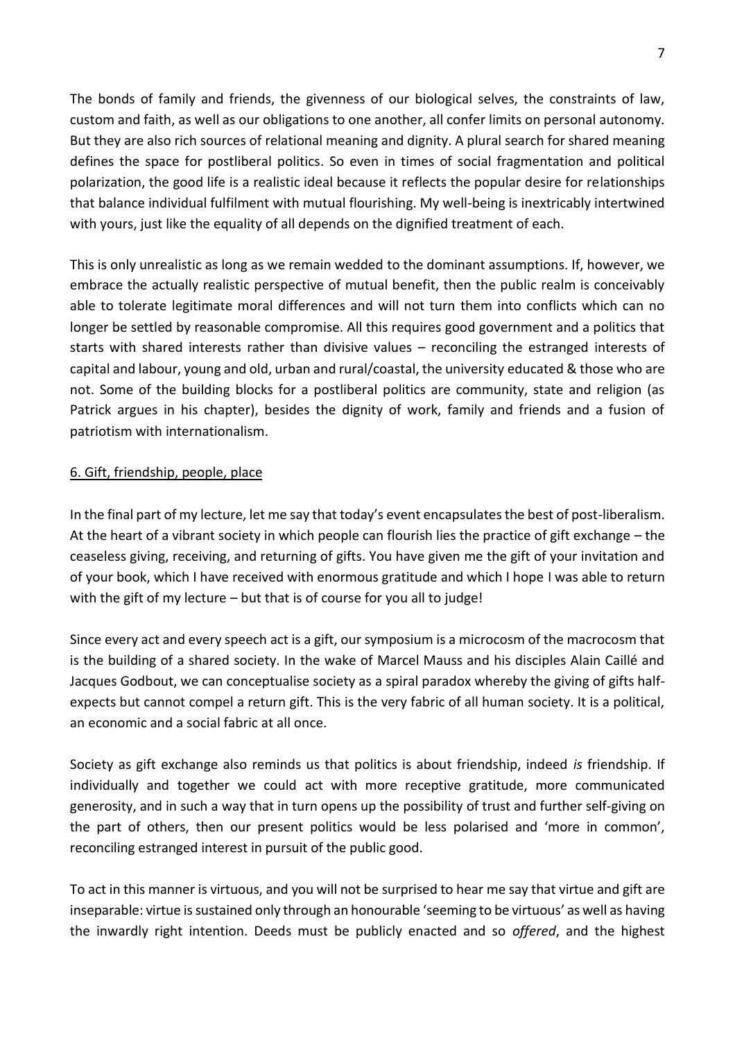The bonds of family and friends, the givenness of our biological selves, the constraints of law, custom and faith, as well as our obligations to one another, all confer limits on personal autonomy. But they are also rich sources of relational meaning and dignity. A plural search for shared meaning defines the space for postliberal politics. So even in times of social fragmentation and political polarization, the good life is a realistic ideal because it reflects the popular desire for relationships that balance individual fulfilment with mutual flourishing. My well-being is inextricably intertwined with yours, just like the equality of all depends on the dignified treatment of each.

This is only unrealistic as long as we remain wedded to the dominant assumptions. If, however, we embrace the actually realistic perspective of mutual benefit, then the public realm is conceivably able to tolerate legitimate moral differences and will not turn them into conflicts which can no longer be settled by reasonable compromise. All this requires good government and a politics that starts with shared interests rather than divisive values – reconciling the estranged interests of capital and labour, young and old, urban and rural/coastal, the university educated & those who are not. Some of the building blocks for a postliberal politics are community, state and religion (as Patrick argues in his chapter), besides the dignity of work, family and friends and a fusion of patriotism with internationalism.

## 6. Gift, friendship, people, place

In the final part of my lecture, let me say that today's event encapsulates the best of post-liberalism. At the heart of a vibrant society in which people can flourish lies the practice of gift exchange – the ceaseless giving, receiving, and returning of gifts. You have given me the gift of your invitation and of your book, which I have received with enormous gratitude and which I hope I was able to return with the gift of my lecture – but that is of course for you all to judge!

Since every act and every speech act is a gift, our symposium is a microcosm of the macrocosm that is the building of a shared society. In the wake of Marcel Mauss and his disciples Alain Caillé and Jacques Godbout, we can conceptualise society as a spiral paradox whereby the giving of gifts half-expects but cannot compel a return gift. This is the very fabric of all human society. It is a political, an economic and a social fabric at all once.

Society as gift exchange also reminds us that politics is about friendship, indeed *is* friendship. If individually and together we could act with more receptive gratitude, more communicated generosity, and in such a way that in turn opens up the possibility of trust and further self-giving on the part of others, then our present politics would be less polarised and 'more in common', reconciling estranged interest in pursuit of the public good.

To act in this manner is virtuous, and you will not be surprised to hear me say that virtue and gift are inseparable: virtue is sustained only through an honourable 'seeming to be virtuous' as well as having the inwardly right intention. Deeds must be publicly enacted and so *offered*, and the highest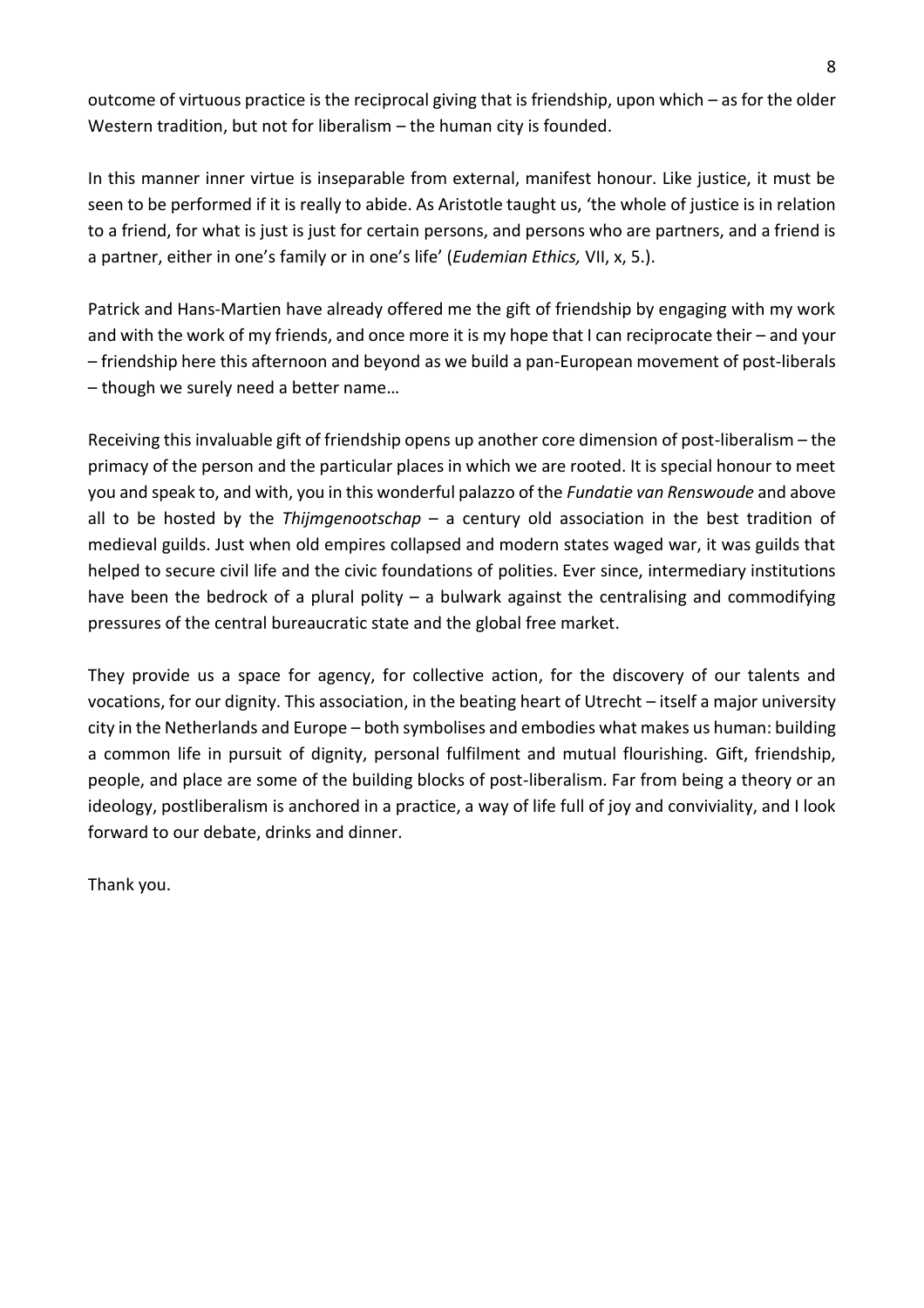outcome of virtuous practice is the reciprocal giving that is friendship, upon which – as for the older Western tradition, but not for liberalism – the human city is founded.

In this manner inner virtue is inseparable from external, manifest honour. Like justice, it must be seen to be performed if it is really to abide. As Aristotle taught us, 'the whole of justice is in relation to a friend, for what is just is just for certain persons, and persons who are partners, and a friend is a partner, either in one's family or in one's life' (*Eudemian Ethics,* VII, x, 5.).

Patrick and Hans-Martien have already offered me the gift of friendship by engaging with my work and with the work of my friends, and once more it is my hope that I can reciprocate their – and your – friendship here this afternoon and beyond as we build a pan-European movement of post-liberals – though we surely need a better name…

Receiving this invaluable gift of friendship opens up another core dimension of post-liberalism – the primacy of the person and the particular places in which we are rooted. It is special honour to meet you and speak to, and with, you in this wonderful palazzo of the *Fundatie van Renswoude* and above all to be hosted by the *Thijmgenootschap* – a century old association in the best tradition of medieval guilds. Just when old empires collapsed and modern states waged war, it was guilds that helped to secure civil life and the civic foundations of polities. Ever since, intermediary institutions have been the bedrock of a plural polity – a bulwark against the centralising and commodifying pressures of the central bureaucratic state and the global free market.

They provide us a space for agency, for collective action, for the discovery of our talents and vocations, for our dignity. This association, in the beating heart of Utrecht – itself a major university city in the Netherlands and Europe – both symbolises and embodies what makes us human: building a common life in pursuit of dignity, personal fulfilment and mutual flourishing. Gift, friendship, people, and place are some of the building blocks of post-liberalism. Far from being a theory or an ideology, postliberalism is anchored in a practice, a way of life full of joy and conviviality, and I look forward to our debate, drinks and dinner.

Thank you.